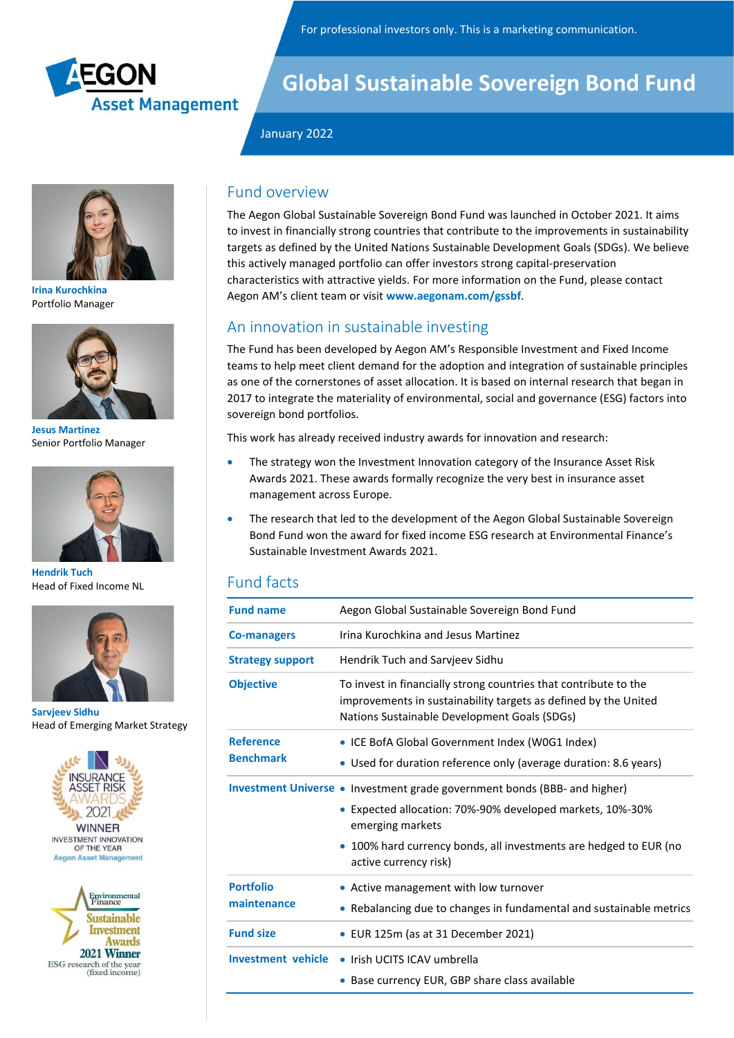For professional investors only. This is a marketing communication.

# Global Sustainable Sovereign Bond Fund

January 2022

**Irina Kurochkina**
Portfolio Manager

**Jesus Martinez**
Senior Portfolio Manager

**Hendrik Tuch**
Head of Fixed Income NL

**Sarvjeev Sidhu**
Head of Emerging Market Strategy

INSURANCE ASSET RISK AWARDS 2021 WINNER INVESTMENT INNOVATION OF THE YEAR Aegon Asset Management

Environmental Finance Sustainable Investment Awards 2021 Winner ESG research of the year (fixed income)

## Fund overview

The Aegon Global Sustainable Sovereign Bond Fund was launched in October 2021. It aims to invest in financially strong countries that contribute to the improvements in sustainability targets as defined by the United Nations Sustainable Development Goals (SDGs). We believe this actively managed portfolio can offer investors strong capital-preservation characteristics with attractive yields. For more information on the Fund, please contact Aegon AM's client team or visit **www.aegonam.com/gssbf**.

## An innovation in sustainable investing

The Fund has been developed by Aegon AM's Responsible Investment and Fixed Income teams to help meet client demand for the adoption and integration of sustainable principles as one of the cornerstones of asset allocation. It is based on internal research that began in 2017 to integrate the materiality of environmental, social and governance (ESG) factors into sovereign bond portfolios.

This work has already received industry awards for innovation and research:

- The strategy won the Investment Innovation category of the Insurance Asset Risk Awards 2021. These awards formally recognize the very best in insurance asset management across Europe.
- The research that led to the development of the Aegon Global Sustainable Sovereign Bond Fund won the award for fixed income ESG research at Environmental Finance's Sustainable Investment Awards 2021.

## Fund facts

| | |
|---|---|
| **Fund name** | Aegon Global Sustainable Sovereign Bond Fund |
| **Co-managers** | Irina Kurochkina and Jesus Martinez |
| **Strategy support** | Hendrik Tuch and Sarvjeev Sidhu |
| **Objective** | To invest in financially strong countries that contribute to the improvements in sustainability targets as defined by the United Nations Sustainable Development Goals (SDGs) |
| **Reference Benchmark** | • ICE BofA Global Government Index (W0G1 Index)<br>• Used for duration reference only (average duration: 8.6 years) |
| **Investment Universe** | • Investment grade government bonds (BBB- and higher)<br>• Expected allocation: 70%-90% developed markets, 10%-30% emerging markets<br>• 100% hard currency bonds, all investments are hedged to EUR (no active currency risk) |
| **Portfolio maintenance** | • Active management with low turnover<br>• Rebalancing due to changes in fundamental and sustainable metrics |
| **Fund size** | • EUR 125m (as at 31 December 2021) |
| **Investment vehicle** | • Irish UCITS ICAV umbrella<br>• Base currency EUR, GBP share class available |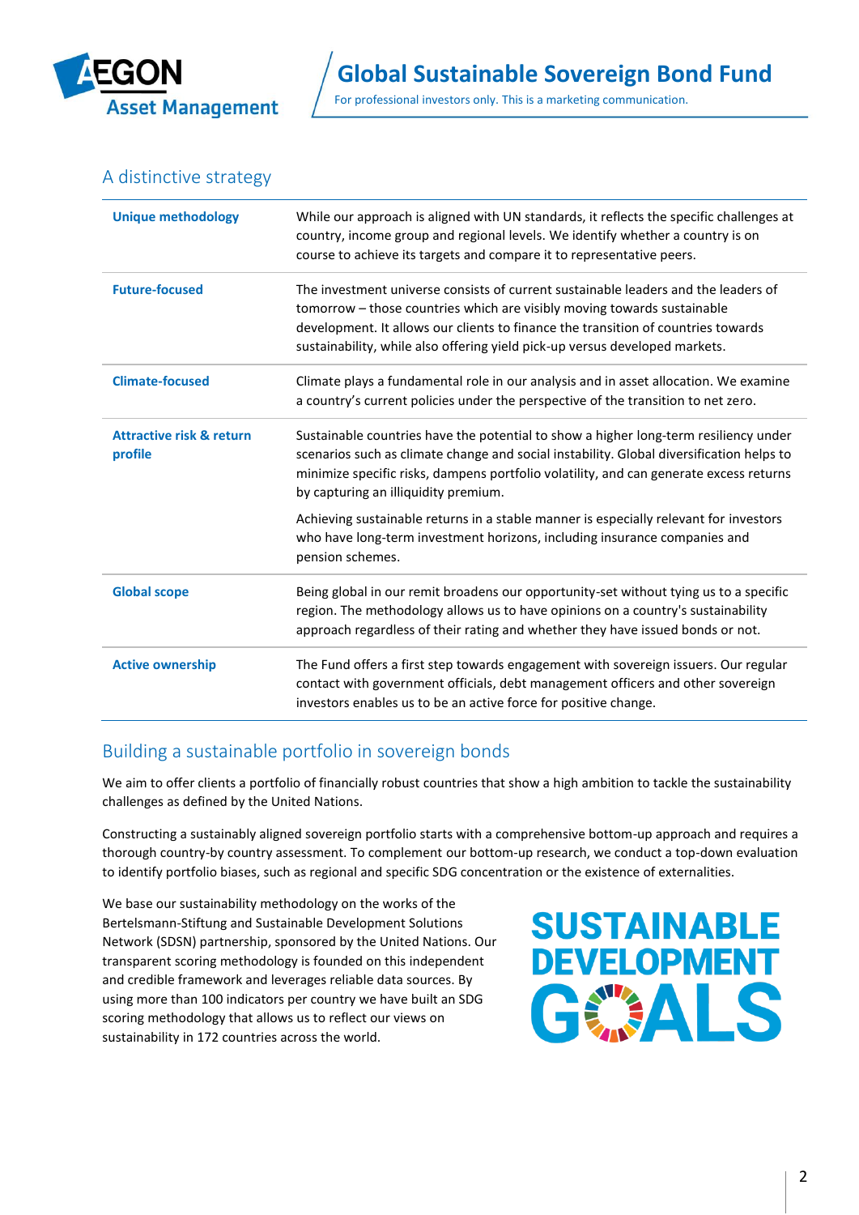## A distinctive strategy

| | |
|---|---|
| **Unique methodology** | While our approach is aligned with UN standards, it reflects the specific challenges at country, income group and regional levels. We identify whether a country is on course to achieve its targets and compare it to representative peers. |
| **Future-focused** | The investment universe consists of current sustainable leaders and the leaders of tomorrow – those countries which are visibly moving towards sustainable development. It allows our clients to finance the transition of countries towards sustainability, while also offering yield pick-up versus developed markets. |
| **Climate-focused** | Climate plays a fundamental role in our analysis and in asset allocation. We examine a country's current policies under the perspective of the transition to net zero. |
| **Attractive risk & return profile** | Sustainable countries have the potential to show a higher long-term resiliency under scenarios such as climate change and social instability. Global diversification helps to minimize specific risks, dampens portfolio volatility, and can generate excess returns by capturing an illiquidity premium.<br><br>Achieving sustainable returns in a stable manner is especially relevant for investors who have long-term investment horizons, including insurance companies and pension schemes. |
| **Global scope** | Being global in our remit broadens our opportunity-set without tying us to a specific region. The methodology allows us to have opinions on a country's sustainability approach regardless of their rating and whether they have issued bonds or not. |
| **Active ownership** | The Fund offers a first step towards engagement with sovereign issuers. Our regular contact with government officials, debt management officers and other sovereign investors enables us to be an active force for positive change. |

## Building a sustainable portfolio in sovereign bonds

We aim to offer clients a portfolio of financially robust countries that show a high ambition to tackle the sustainability challenges as defined by the United Nations.

Constructing a sustainably aligned sovereign portfolio starts with a comprehensive bottom-up approach and requires a thorough country-by country assessment. To complement our bottom-up research, we conduct a top-down evaluation to identify portfolio biases, such as regional and specific SDG concentration or the existence of externalities.

We base our sustainability methodology on the works of the Bertelsmann-Stiftung and Sustainable Development Solutions Network (SDSN) partnership, sponsored by the United Nations. Our transparent scoring methodology is founded on this independent and credible framework and leverages reliable data sources. By using more than 100 indicators per country we have built an SDG scoring methodology that allows us to reflect our views on sustainability in 172 countries across the world.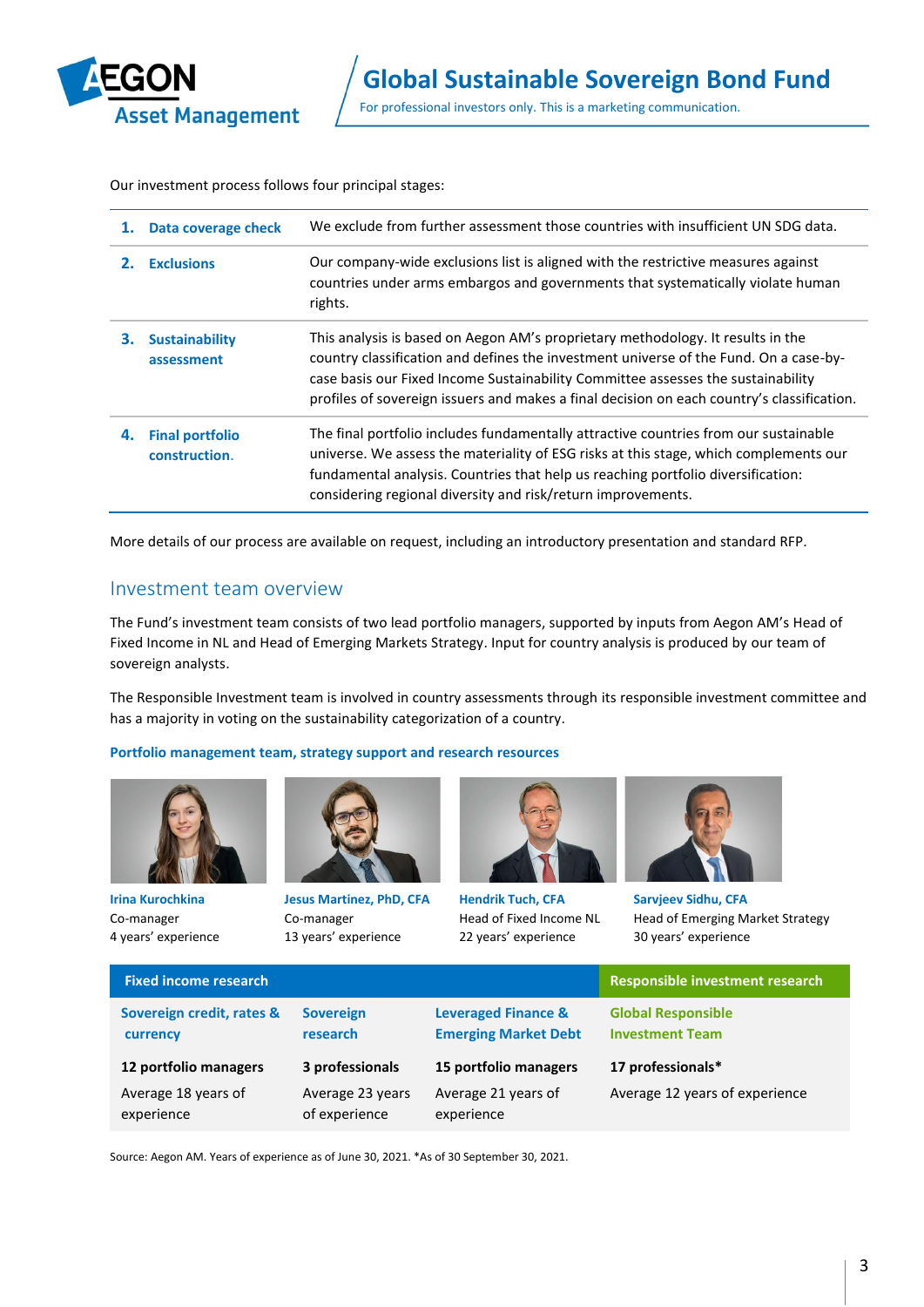Our investment process follows four principal stages:

| | |
|---|---|
| **1. Data coverage check** | We exclude from further assessment those countries with insufficient UN SDG data. |
| **2. Exclusions** | Our company-wide exclusions list is aligned with the restrictive measures against countries under arms embargos and governments that systematically violate human rights. |
| **3. Sustainability assessment** | This analysis is based on Aegon AM's proprietary methodology. It results in the country classification and defines the investment universe of the Fund. On a case-by-case basis our Fixed Income Sustainability Committee assesses the sustainability profiles of sovereign issuers and makes a final decision on each country's classification. |
| **4. Final portfolio construction.** | The final portfolio includes fundamentally attractive countries from our sustainable universe. We assess the materiality of ESG risks at this stage, which complements our fundamental analysis. Countries that help us reaching portfolio diversification: considering regional diversity and risk/return improvements. |

More details of our process are available on request, including an introductory presentation and standard RFP.

## Investment team overview

The Fund's investment team consists of two lead portfolio managers, supported by inputs from Aegon AM's Head of Fixed Income in NL and Head of Emerging Markets Strategy. Input for country analysis is produced by our team of sovereign analysts.

The Responsible Investment team is involved in country assessments through its responsible investment committee and has a majority in voting on the sustainability categorization of a country.

### Portfolio management team, strategy support and research resources

**Irina Kurochkina**
Co-manager
4 years' experience

**Jesus Martinez, PhD, CFA**
Co-manager
13 years' experience

**Hendrik Tuch, CFA**
Head of Fixed Income NL
22 years' experience

**Sarvjeev Sidhu, CFA**
Head of Emerging Market Strategy
30 years' experience

| Fixed income research | | | Responsible investment research |
|---|---|---|---|
| **Sovereign credit, rates & currency** | **Sovereign research** | **Leveraged Finance & Emerging Market Debt** | **Global Responsible Investment Team** |
| **12 portfolio managers** | **3 professionals** | **15 portfolio managers** | **17 professionals*** |
| Average 18 years of experience | Average 23 years of experience | Average 21 years of experience | Average 12 years of experience |

Source: Aegon AM. Years of experience as of June 30, 2021. *As of 30 September 30, 2021.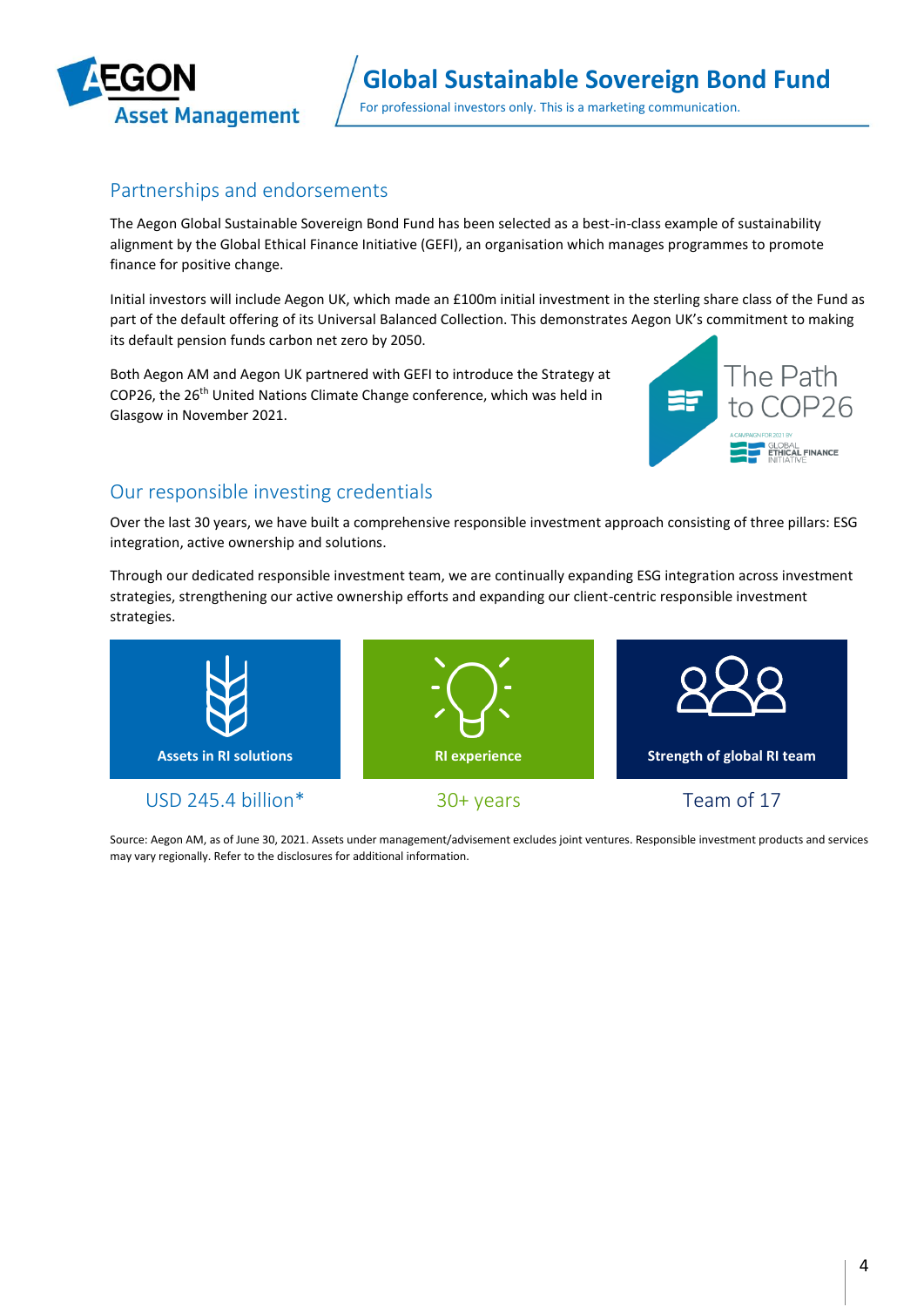## Partnerships and endorsements

The Aegon Global Sustainable Sovereign Bond Fund has been selected as a best-in-class example of sustainability alignment by the Global Ethical Finance Initiative (GEFI), an organisation which manages programmes to promote finance for positive change.

Initial investors will include Aegon UK, which made an £100m initial investment in the sterling share class of the Fund as part of the default offering of its Universal Balanced Collection. This demonstrates Aegon UK's commitment to making its default pension funds carbon net zero by 2050.

Both Aegon AM and Aegon UK partnered with GEFI to introduce the Strategy at COP26, the 26th United Nations Climate Change conference, which was held in Glasgow in November 2021.

## Our responsible investing credentials

Over the last 30 years, we have built a comprehensive responsible investment approach consisting of three pillars: ESG integration, active ownership and solutions.

Through our dedicated responsible investment team, we are continually expanding ESG integration across investment strategies, strengthening our active ownership efforts and expanding our client-centric responsible investment strategies.

| Assets in RI solutions | RI experience | Strength of global RI team |
|---|---|---|
| USD 245.4 billion* | 30+ years | Team of 17 |

Source: Aegon AM, as of June 30, 2021. Assets under management/advisement excludes joint ventures. Responsible investment products and services may vary regionally. Refer to the disclosures for additional information.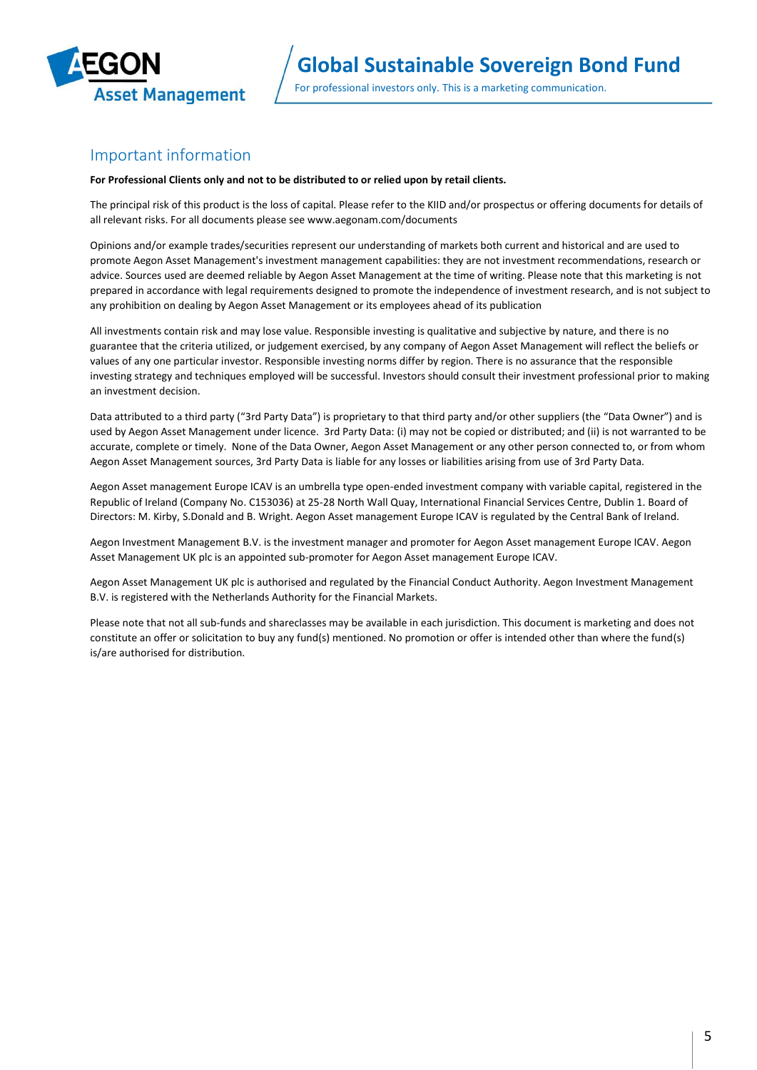## Important information

**For Professional Clients only and not to be distributed to or relied upon by retail clients.**

The principal risk of this product is the loss of capital. Please refer to the KIID and/or prospectus or offering documents for details of all relevant risks. For all documents please see www.aegonam.com/documents

Opinions and/or example trades/securities represent our understanding of markets both current and historical and are used to promote Aegon Asset Management's investment management capabilities: they are not investment recommendations, research or advice. Sources used are deemed reliable by Aegon Asset Management at the time of writing. Please note that this marketing is not prepared in accordance with legal requirements designed to promote the independence of investment research, and is not subject to any prohibition on dealing by Aegon Asset Management or its employees ahead of its publication

All investments contain risk and may lose value. Responsible investing is qualitative and subjective by nature, and there is no guarantee that the criteria utilized, or judgement exercised, by any company of Aegon Asset Management will reflect the beliefs or values of any one particular investor. Responsible investing norms differ by region. There is no assurance that the responsible investing strategy and techniques employed will be successful. Investors should consult their investment professional prior to making an investment decision.

Data attributed to a third party ("3rd Party Data") is proprietary to that third party and/or other suppliers (the "Data Owner") and is used by Aegon Asset Management under licence. 3rd Party Data: (i) may not be copied or distributed; and (ii) is not warranted to be accurate, complete or timely. None of the Data Owner, Aegon Asset Management or any other person connected to, or from whom Aegon Asset Management sources, 3rd Party Data is liable for any losses or liabilities arising from use of 3rd Party Data.

Aegon Asset management Europe ICAV is an umbrella type open-ended investment company with variable capital, registered in the Republic of Ireland (Company No. C153036) at 25-28 North Wall Quay, International Financial Services Centre, Dublin 1. Board of Directors: M. Kirby, S.Donald and B. Wright. Aegon Asset management Europe ICAV is regulated by the Central Bank of Ireland.

Aegon Investment Management B.V. is the investment manager and promoter for Aegon Asset management Europe ICAV. Aegon Asset Management UK plc is an appointed sub-promoter for Aegon Asset management Europe ICAV.

Aegon Asset Management UK plc is authorised and regulated by the Financial Conduct Authority. Aegon Investment Management B.V. is registered with the Netherlands Authority for the Financial Markets.

Please note that not all sub-funds and shareclasses may be available in each jurisdiction. This document is marketing and does not constitute an offer or solicitation to buy any fund(s) mentioned. No promotion or offer is intended other than where the fund(s) is/are authorised for distribution.